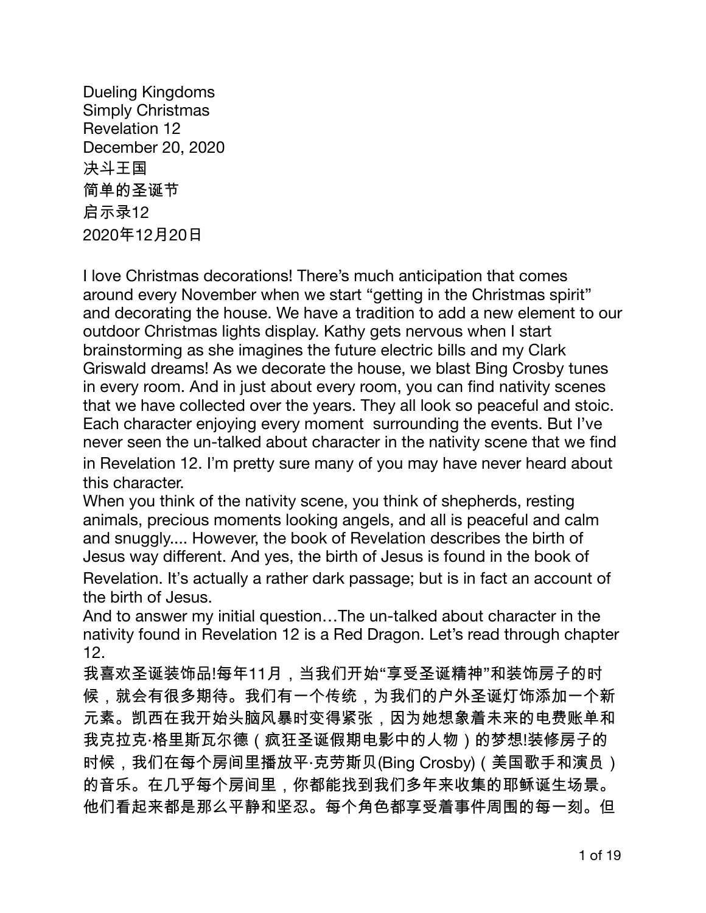Dueling Kingdoms
Simply Christmas
Revelation 12
December 20, 2020
决斗王国
简单的圣诞节
启示录12
2020年12月20日

I love Christmas decorations! There's much anticipation that comes around every November when we start "getting in the Christmas spirit" and decorating the house. We have a tradition to add a new element to our outdoor Christmas lights display. Kathy gets nervous when I start brainstorming as she imagines the future electric bills and my Clark Griswald dreams! As we decorate the house, we blast Bing Crosby tunes in every room. And in just about every room, you can find nativity scenes that we have collected over the years. They all look so peaceful and stoic. Each character enjoying every moment  surrounding the events. But I've never seen the un-talked about character in the nativity scene that we find in Revelation 12. I'm pretty sure many of you may have never heard about this character.

When you think of the nativity scene, you think of shepherds, resting animals, precious moments looking angels, and all is peaceful and calm and snuggly.... However, the book of Revelation describes the birth of Jesus way different. And yes, the birth of Jesus is found in the book of Revelation. It's actually a rather dark passage; but is in fact an account of the birth of Jesus.

And to answer my initial question…The un-talked about character in the nativity found in Revelation 12 is a Red Dragon. Let's read through chapter 12.

我喜欢圣诞装饰品!每年11月，当我们开始“享受圣诞精神”和装饰房子的时候，就会有很多期待。我们有一个传统，为我们的户外圣诞灯饰添加一个新元素。凯西在我开始头脑风暴时变得紧张，因为她想象着未来的电费账单和我克拉克·格里斯瓦尔德（疯狂圣诞假期电影中的人物）的梦想!装修房子的时候，我们在每个房间里播放平·克劳斯贝(Bing Crosby)（美国歌手和演员）的音乐。在几乎每个房间里，你都能找到我们多年来收集的耶稣诞生场景。他们看起来都是那么平静和坚忍。每个角色都享受着事件周围的每一刻。但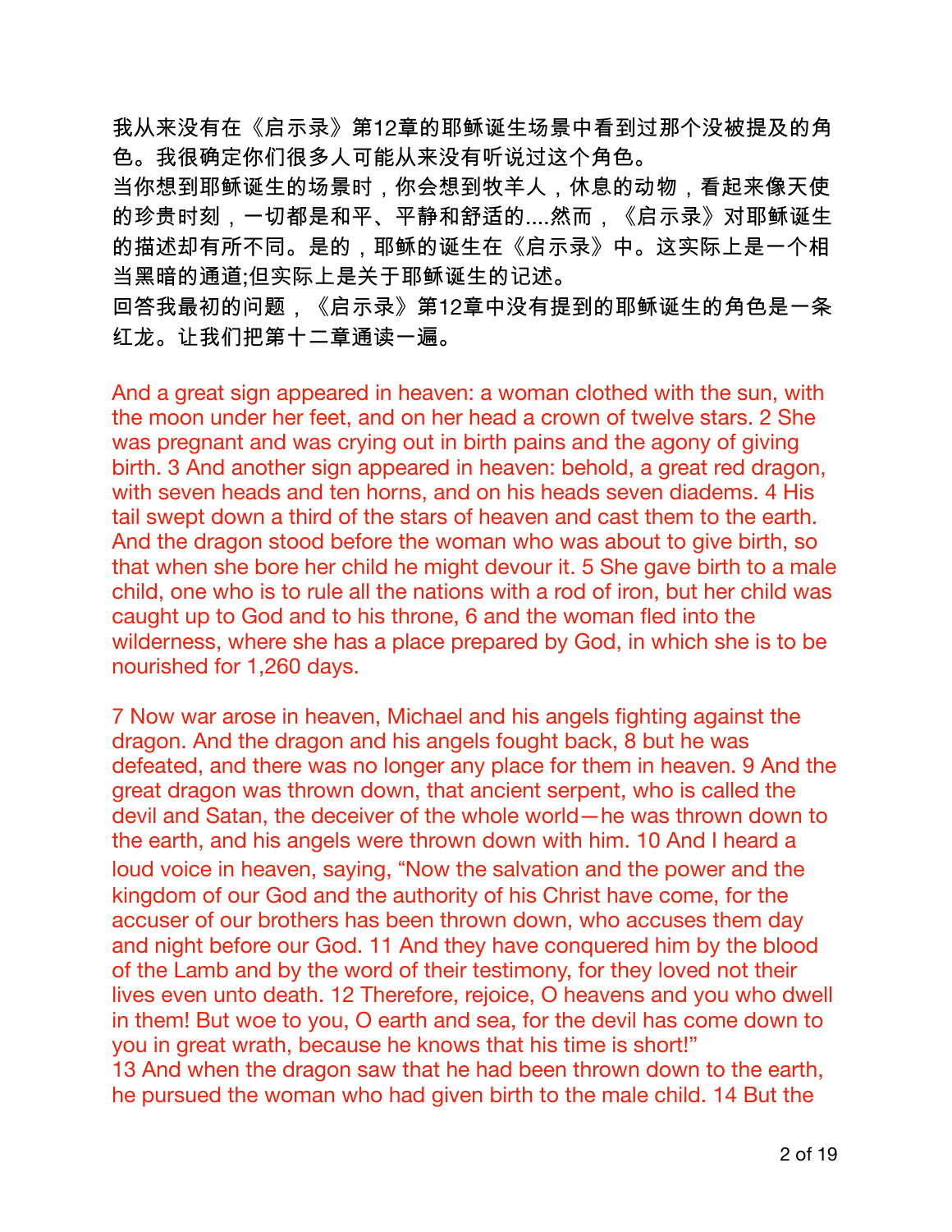我从来没有在《启示录》第12章的耶稣诞生场景中看到过那个没被提及的角色。我很确定你们很多人可能从来没有听说过这个角色。

当你想到耶稣诞生的场景时，你会想到牧羊人，休息的动物，看起来像天使的珍贵时刻，一切都是和平、平静和舒适的....然而，《启示录》对耶稣诞生的描述却有所不同。是的，耶稣的诞生在《启示录》中。这实际上是一个相当黑暗的通道;但实际上是关于耶稣诞生的记述。

回答我最初的问题，《启示录》第12章中没有提到的耶稣诞生的角色是一条红龙。让我们把第十二章通读一遍。

And a great sign appeared in heaven: a woman clothed with the sun, with the moon under her feet, and on her head a crown of twelve stars. 2 She was pregnant and was crying out in birth pains and the agony of giving birth. 3 And another sign appeared in heaven: behold, a great red dragon, with seven heads and ten horns, and on his heads seven diadems. 4 His tail swept down a third of the stars of heaven and cast them to the earth. And the dragon stood before the woman who was about to give birth, so that when she bore her child he might devour it. 5 She gave birth to a male child, one who is to rule all the nations with a rod of iron, but her child was caught up to God and to his throne, 6 and the woman fled into the wilderness, where she has a place prepared by God, in which she is to be nourished for 1,260 days.

7 Now war arose in heaven, Michael and his angels fighting against the dragon. And the dragon and his angels fought back, 8 but he was defeated, and there was no longer any place for them in heaven. 9 And the great dragon was thrown down, that ancient serpent, who is called the devil and Satan, the deceiver of the whole world—he was thrown down to the earth, and his angels were thrown down with him. 10 And I heard a loud voice in heaven, saying, “Now the salvation and the power and the kingdom of our God and the authority of his Christ have come, for the accuser of our brothers has been thrown down, who accuses them day and night before our God. 11 And they have conquered him by the blood of the Lamb and by the word of their testimony, for they loved not their lives even unto death. 12 Therefore, rejoice, O heavens and you who dwell in them! But woe to you, O earth and sea, for the devil has come down to you in great wrath, because he knows that his time is short!”
13 And when the dragon saw that he had been thrown down to the earth, he pursued the woman who had given birth to the male child. 14 But the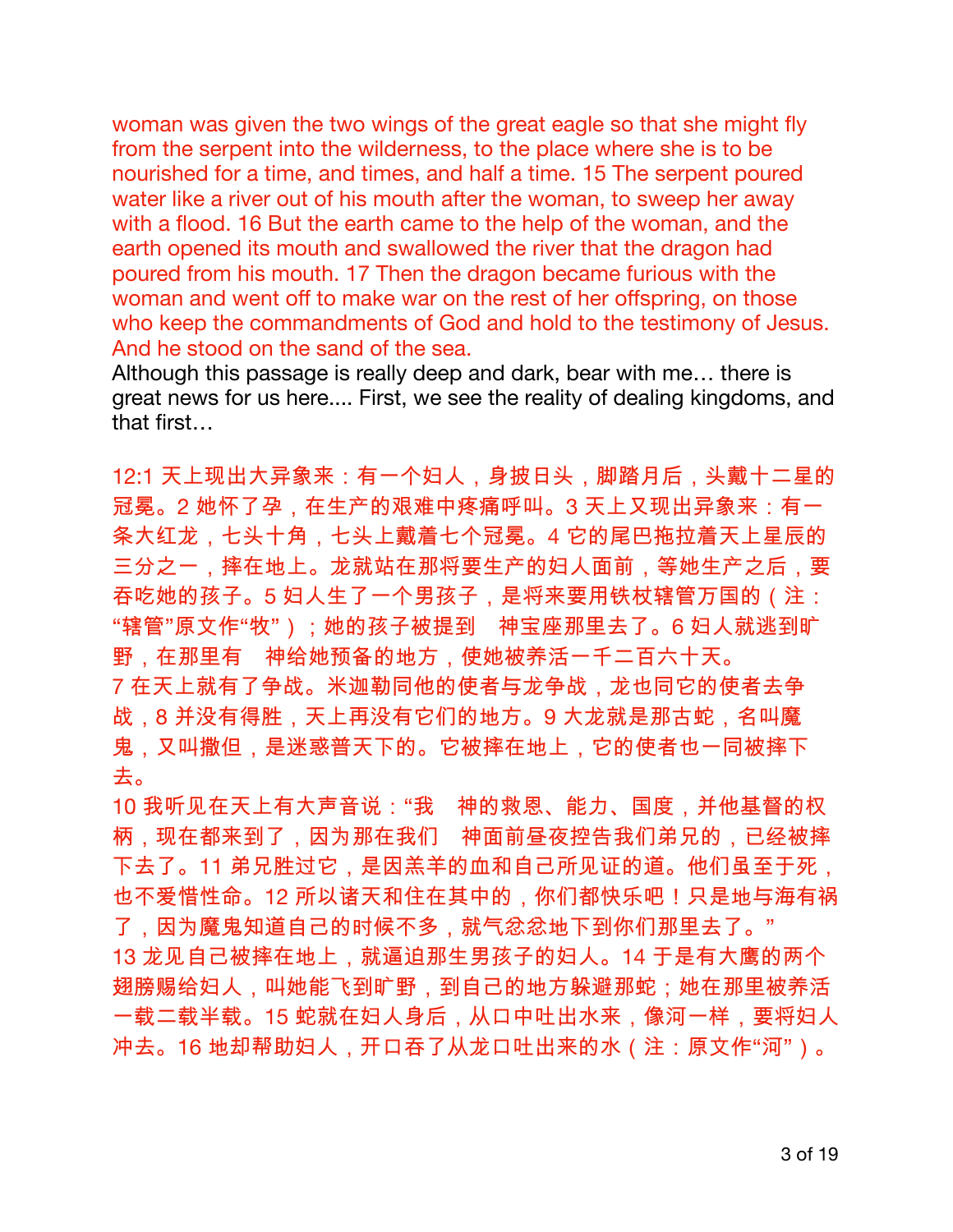woman was given the two wings of the great eagle so that she might fly from the serpent into the wilderness, to the place where she is to be nourished for a time, and times, and half a time. 15 The serpent poured water like a river out of his mouth after the woman, to sweep her away with a flood. 16 But the earth came to the help of the woman, and the earth opened its mouth and swallowed the river that the dragon had poured from his mouth. 17 Then the dragon became furious with the woman and went off to make war on the rest of her offspring, on those who keep the commandments of God and hold to the testimony of Jesus. And he stood on the sand of the sea.

Although this passage is really deep and dark, bear with me… there is great news for us here.... First, we see the reality of dealing kingdoms, and that first…

12:1 天上现出大异象来：有一个妇人，身披日头，脚踏月后，头戴十二星的冠冕。2 她怀了孕，在生产的艰难中疼痛呼叫。3 天上又现出异象来：有一条大红龙，七头十角，七头上戴着七个冠冕。4 它的尾巴拖拉着天上星辰的三分之一，摔在地上。龙就站在那将要生产的妇人面前，等她生产之后，要吞吃她的孩子。5 妇人生了一个男孩子，是将来要用铁杖辖管万国的（注："辖管"原文作"牧"）；她的孩子被提到　神宝座那里去了。6 妇人就逃到旷野，在那里有　神给她预备的地方，使她被养活一千二百六十天。

7 在天上就有了争战。米迦勒同他的使者与龙争战，龙也同它的使者去争战，8 并没有得胜，天上再没有它们的地方。9 大龙就是那古蛇，名叫魔鬼，又叫撒但，是迷惑普天下的。它被摔在地上，它的使者也一同被摔下去。

10 我听见在天上有大声音说："我　神的救恩、能力、国度，并他基督的权柄，现在都来到了，因为那在我们　神面前昼夜控告我们弟兄的，已经被摔下去了。11 弟兄胜过它，是因羔羊的血和自己所见证的道。他们虽至于死，也不爱惜性命。12 所以诸天和住在其中的，你们都快乐吧！只是地与海有祸了，因为魔鬼知道自己的时候不多，就气忿忿地下到你们那里去了。"

13 龙见自己被摔在地上，就逼迫那生男孩子的妇人。14 于是有大鹰的两个翅膀赐给妇人，叫她能飞到旷野，到自己的地方躲避那蛇；她在那里被养活一载二载半载。15 蛇就在妇人身后，从口中吐出水来，像河一样，要将妇人冲去。16 地却帮助妇人，开口吞了从龙口吐出来的水（注：原文作"河"）。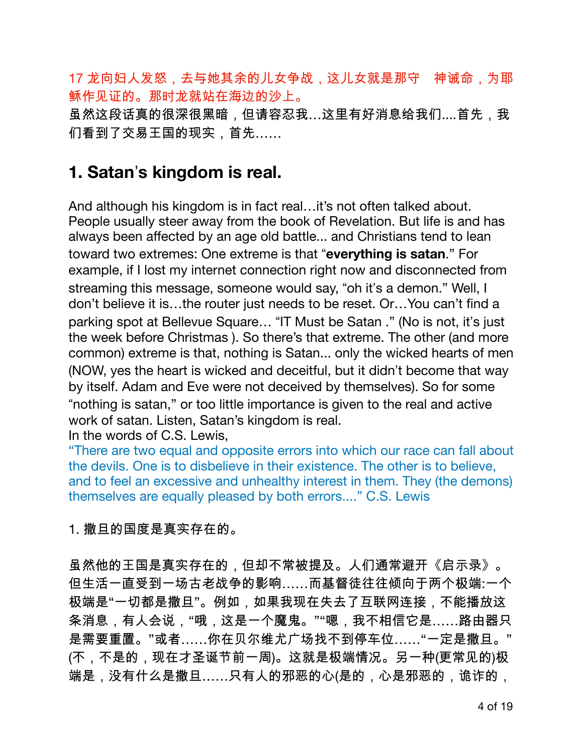17 龙向妇人发怒，去与她其余的儿女争战，这儿女就是那守　神诫命，为耶稣作见证的。那时龙就站在海边的沙上。

虽然这段话真的很深很黑暗，但请容忍我…这里有好消息给我们....首先，我们看到了交易王国的现实，首先……

## 1. Satan's kingdom is real.

And although his kingdom is in fact real…it's not often talked about. People usually steer away from the book of Revelation. But life is and has always been affected by an age old battle... and Christians tend to lean toward two extremes: One extreme is that "**everything is satan**." For example, if I lost my internet connection right now and disconnected from streaming this message, someone would say, "oh it's a demon." Well, I don't believe it is…the router just needs to be reset. Or…You can't find a parking spot at Bellevue Square… "IT Must be Satan ." (No is not, it's just the week before Christmas ). So there's that extreme. The other (and more common) extreme is that, nothing is Satan... only the wicked hearts of men (NOW, yes the heart is wicked and deceitful, but it didn't become that way by itself. Adam and Eve were not deceived by themselves). So for some "nothing is satan," or too little importance is given to the real and active work of satan. Listen, Satan's kingdom is real.
In the words of C.S. Lewis,

"There are two equal and opposite errors into which our race can fall about the devils. One is to disbelieve in their existence. The other is to believe, and to feel an excessive and unhealthy interest in them. They (the demons) themselves are equally pleased by both errors...." C.S. Lewis

1. 撒旦的国度是真实存在的。

虽然他的王国是真实存在的，但却不常被提及。人们通常避开《启示录》。但生活一直受到一场古老战争的影响……而基督徒往往倾向于两个极端:一个极端是"一切都是撒旦"。例如，如果我现在失去了互联网连接，不能播放这条消息，有人会说，"哦，这是一个魔鬼。""嗯，我不相信它是……路由器只是需要重置。"或者……你在贝尔维尤广场找不到停车位……"一定是撒旦。" (不，不是的，现在才圣诞节前一周)。这就是极端情况。另一种(更常见的)极端是，没有什么是撒旦……只有人的邪恶的心(是的，心是邪恶的，诡诈的，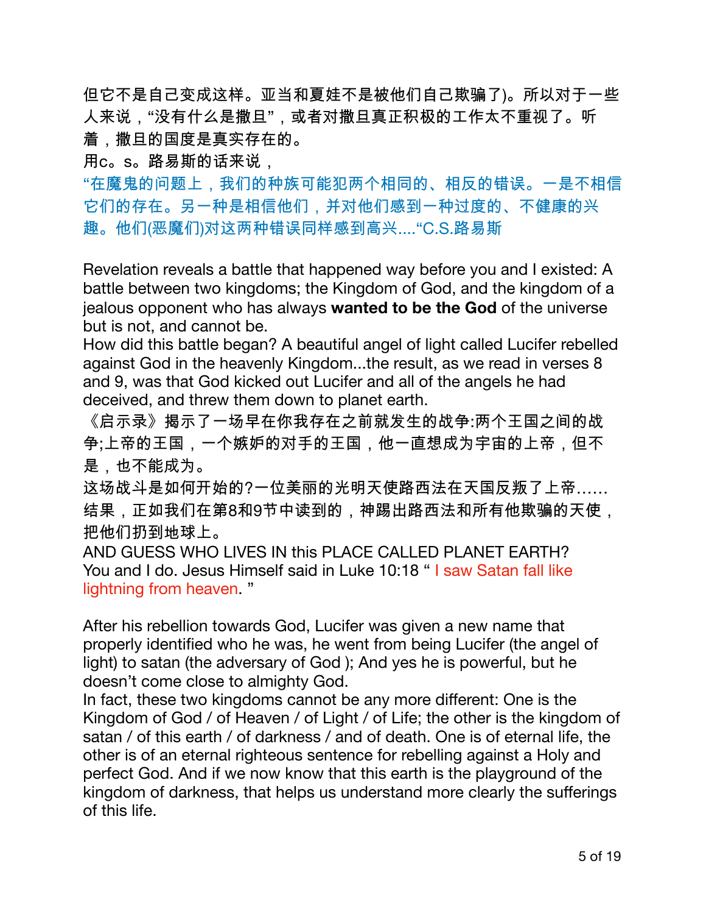但它不是自己变成这样。亚当和夏娃不是被他们自己欺骗了)。所以对于一些人来说，“没有什么是撒旦”，或者对撒旦真正积极的工作太不重视了。听着，撒旦的国度是真实存在的。

用c。s。路易斯的话来说，

“在魔鬼的问题上，我们的种族可能犯两个相同的、相反的错误。一是不相信它们的存在。另一种是相信他们，并对他们感到一种过度的、不健康的兴趣。他们(恶魔们)对这两种错误同样感到高兴....“C.S.路易斯

Revelation reveals a battle that happened way before you and I existed: A battle between two kingdoms; the Kingdom of God, and the kingdom of a jealous opponent who has always **wanted to be the God** of the universe but is not, and cannot be.

How did this battle began? A beautiful angel of light called Lucifer rebelled against God in the heavenly Kingdom...the result, as we read in verses 8 and 9, was that God kicked out Lucifer and all of the angels he had deceived, and threw them down to planet earth.

《启示录》揭示了一场早在你我存在之前就发生的战争:两个王国之间的战争;上帝的王国，一个嫉妒的对手的王国，他一直想成为宇宙的上帝，但不是，也不能成为。

这场战斗是如何开始的?一位美丽的光明天使路西法在天国反叛了上帝……结果，正如我们在第8和9节中读到的，神踢出路西法和所有他欺骗的天使，把他们扔到地球上。

AND GUESS WHO LIVES IN this PLACE CALLED PLANET EARTH? You and I do. Jesus Himself said in Luke 10:18 “ I saw Satan fall like lightning from heaven. ”

After his rebellion towards God, Lucifer was given a new name that properly identified who he was, he went from being Lucifer (the angel of light) to satan (the adversary of God ); And yes he is powerful, but he doesn’t come close to almighty God.

In fact, these two kingdoms cannot be any more different: One is the Kingdom of God / of Heaven / of Light / of Life; the other is the kingdom of satan / of this earth / of darkness / and of death. One is of eternal life, the other is of an eternal righteous sentence for rebelling against a Holy and perfect God. And if we now know that this earth is the playground of the kingdom of darkness, that helps us understand more clearly the sufferings of this life.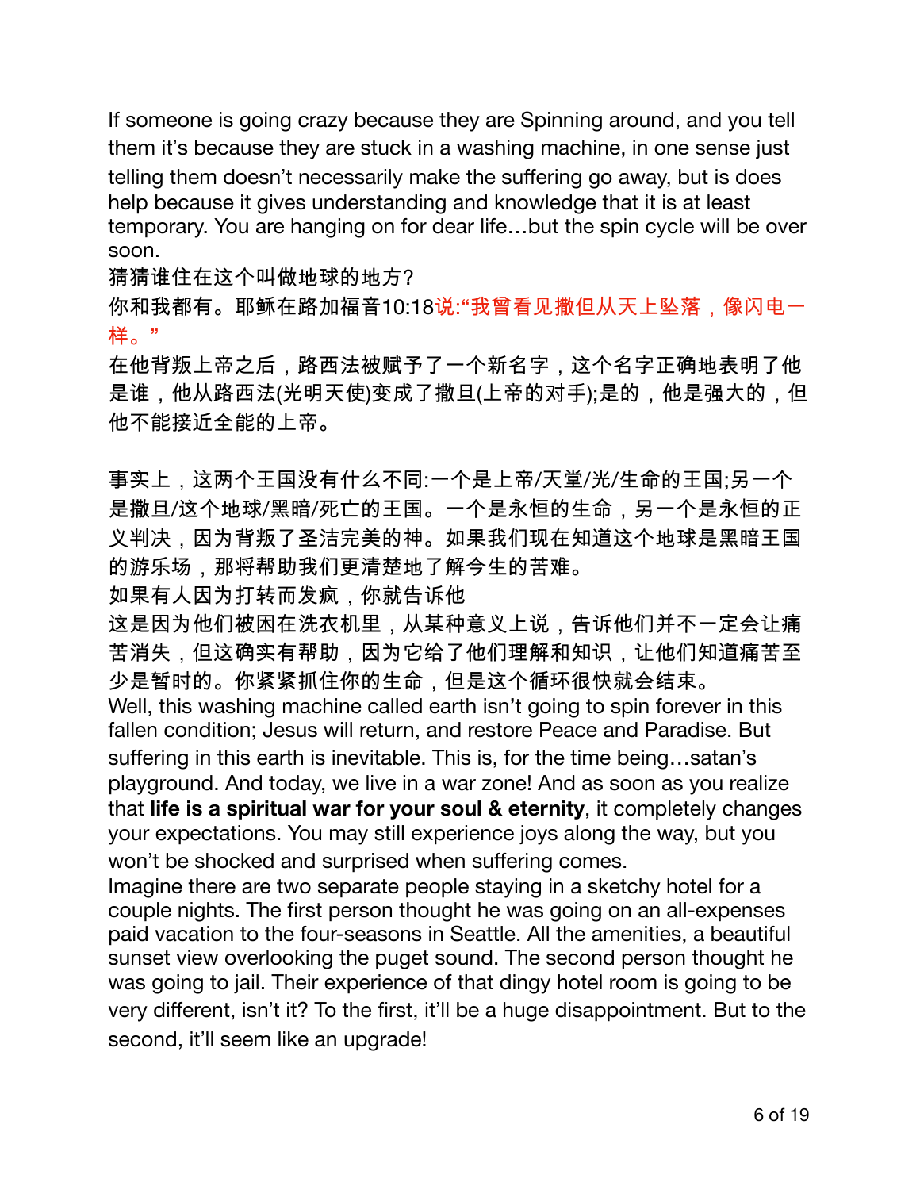If someone is going crazy because they are Spinning around, and you tell them it's because they are stuck in a washing machine, in one sense just telling them doesn't necessarily make the suffering go away, but is does help because it gives understanding and knowledge that it is at least temporary. You are hanging on for dear life…but the spin cycle will be over soon.

猜猜谁住在这个叫做地球的地方?

你和我都有。耶稣在路加福音10:18说:"我曾看见撒但从天上坠落，像闪电一样。"

在他背叛上帝之后，路西法被赋予了一个新名字，这个名字正确地表明了他是谁，他从路西法(光明天使)变成了撒旦(上帝的对手);是的，他是强大的，但他不能接近全能的上帝。

事实上，这两个王国没有什么不同:一个是上帝/天堂/光/生命的王国;另一个是撒旦/这个地球/黑暗/死亡的王国。一个是永恒的生命，另一个是永恒的正义判决，因为背叛了圣洁完美的神。如果我们现在知道这个地球是黑暗王国的游乐场，那将帮助我们更清楚地了解今生的苦难。

如果有人因为打转而发疯，你就告诉他

这是因为他们被困在洗衣机里，从某种意义上说，告诉他们并不一定会让痛苦消失，但这确实有帮助，因为它给了他们理解和知识，让他们知道痛苦至少是暂时的。你紧紧抓住你的生命，但是这个循环很快就会结束。

Well, this washing machine called earth isn't going to spin forever in this fallen condition; Jesus will return, and restore Peace and Paradise. But suffering in this earth is inevitable. This is, for the time being…satan's playground. And today, we live in a war zone! And as soon as you realize that **life is a spiritual war for your soul & eternity**, it completely changes your expectations. You may still experience joys along the way, but you won't be shocked and surprised when suffering comes.

Imagine there are two separate people staying in a sketchy hotel for a couple nights. The first person thought he was going on an all-expenses paid vacation to the four-seasons in Seattle. All the amenities, a beautiful sunset view overlooking the puget sound. The second person thought he was going to jail. Their experience of that dingy hotel room is going to be very different, isn't it? To the first, it'll be a huge disappointment. But to the second, it'll seem like an upgrade!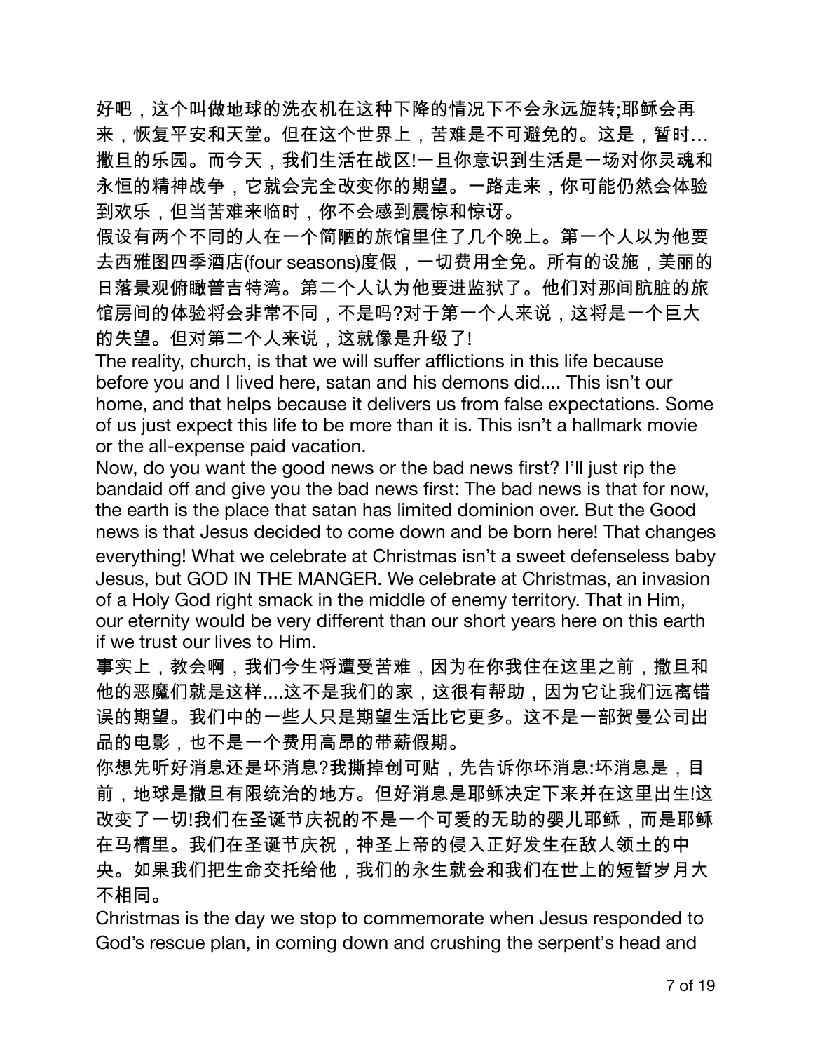好吧，这个叫做地球的洗衣机在这种下降的情况下不会永远旋转;耶稣会再来，恢复平安和天堂。但在这个世界上，苦难是不可避免的。这是，暂时…撒旦的乐园。而今天，我们生活在战区!一旦你意识到生活是一场对你灵魂和永恒的精神战争，它就会完全改变你的期望。一路走来，你可能仍然会体验到欢乐，但当苦难来临时，你不会感到震惊和惊讶。

假设有两个不同的人在一个简陋的旅馆里住了几个晚上。第一个人以为他要去西雅图四季酒店(four seasons)度假，一切费用全免。所有的设施，美丽的日落景观俯瞰普吉特湾。第二个人认为他要进监狱了。他们对那间肮脏的旅馆房间的体验将会非常不同，不是吗?对于第一个人来说，这将是一个巨大的失望。但对第二个人来说，这就像是升级了!

The reality, church, is that we will suffer afflictions in this life because before you and I lived here, satan and his demons did.... This isn't our home, and that helps because it delivers us from false expectations. Some of us just expect this life to be more than it is. This isn't a hallmark movie or the all-expense paid vacation.

Now, do you want the good news or the bad news first? I'll just rip the bandaid off and give you the bad news first: The bad news is that for now, the earth is the place that satan has limited dominion over. But the Good news is that Jesus decided to come down and be born here! That changes everything! What we celebrate at Christmas isn't a sweet defenseless baby Jesus, but GOD IN THE MANGER. We celebrate at Christmas, an invasion of a Holy God right smack in the middle of enemy territory. That in Him, our eternity would be very different than our short years here on this earth if we trust our lives to Him.

事实上，教会啊，我们今生将遭受苦难，因为在你我住在这里之前，撒旦和他的恶魔们就是这样....这不是我们的家，这很有帮助，因为它让我们远离错误的期望。我们中的一些人只是期望生活比它更多。这不是一部贺曼公司出品的电影，也不是一个费用高昂的带薪假期。

你想先听好消息还是坏消息?我撕掉创可贴，先告诉你坏消息:坏消息是，目前，地球是撒旦有限统治的地方。但好消息是耶稣决定下来并在这里出生!这改变了一切!我们在圣诞节庆祝的不是一个可爱的无助的婴儿耶稣，而是耶稣在马槽里。我们在圣诞节庆祝，神圣上帝的侵入正好发生在敌人领土的中央。如果我们把生命交托给他，我们的永生就会和我们在世上的短暂岁月大不相同。

Christmas is the day we stop to commemorate when Jesus responded to God's rescue plan, in coming down and crushing the serpent's head and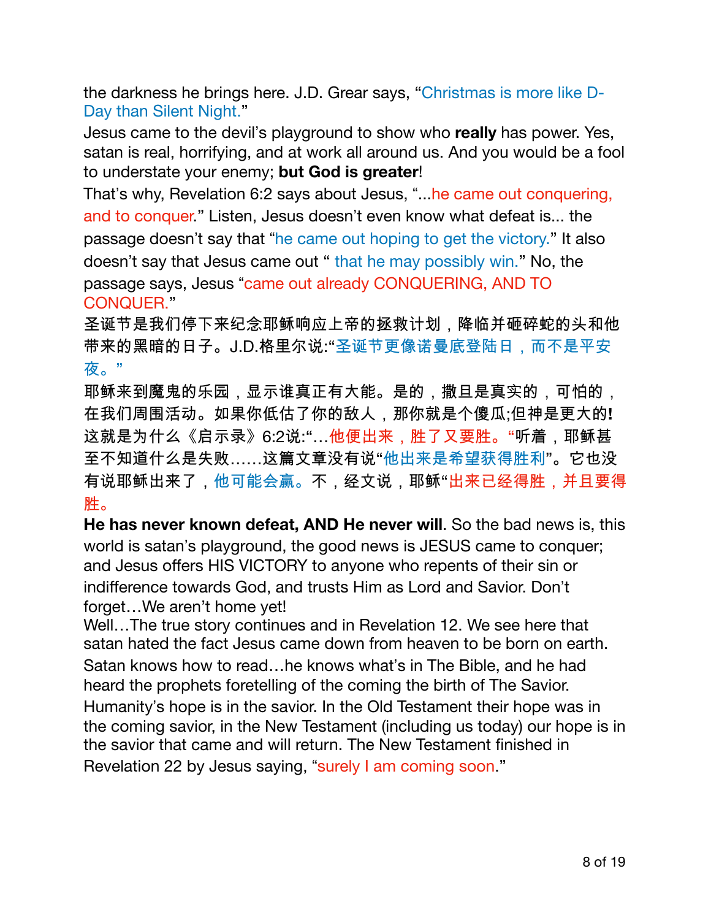the darkness he brings here. J.D. Grear says, "Christmas is more like D-Day than Silent Night."

Jesus came to the devil's playground to show who **really** has power. Yes, satan is real, horrifying, and at work all around us. And you would be a fool to understate your enemy; **but God is greater**!

That's why, Revelation 6:2 says about Jesus, "...he came out conquering, and to conquer." Listen, Jesus doesn't even know what defeat is... the passage doesn't say that "he came out hoping to get the victory." It also doesn't say that Jesus came out " that he may possibly win." No, the passage says, Jesus "came out already CONQUERING, AND TO CONQUER."

圣诞节是我们停下来纪念耶稣响应上帝的拯救计划，降临并砸碎蛇的头和他带来的黑暗的日子。J.D.格里尔说:"圣诞节更像诺曼底登陆日，而不是平安夜。"

耶稣来到魔鬼的乐园，显示谁真正有大能。是的，撒旦是真实的，可怕的，在我们周围活动。如果你低估了你的敌人，那你就是个傻瓜;但神是更大的**!** 这就是为什么《启示录》6:2说:"…他便出来，胜了又要胜。"听着，耶稣甚至不知道什么是失败……这篇文章没有说"他出来是希望获得胜利"。它也没有说耶稣出来了，他可能会赢。不，经文说，耶稣"出来已经得胜，并且要得胜。

**He has never known defeat, AND He never will**. So the bad news is, this world is satan's playground, the good news is JESUS came to conquer; and Jesus offers HIS VICTORY to anyone who repents of their sin or indifference towards God, and trusts Him as Lord and Savior. Don't forget…We aren't home yet!

Well…The true story continues and in Revelation 12. We see here that satan hated the fact Jesus came down from heaven to be born on earth. Satan knows how to read…he knows what's in The Bible, and he had heard the prophets foretelling of the coming the birth of The Savior. Humanity's hope is in the savior. In the Old Testament their hope was in the coming savior, in the New Testament (including us today) our hope is in the savior that came and will return. The New Testament finished in Revelation 22 by Jesus saying, "surely I am coming soon."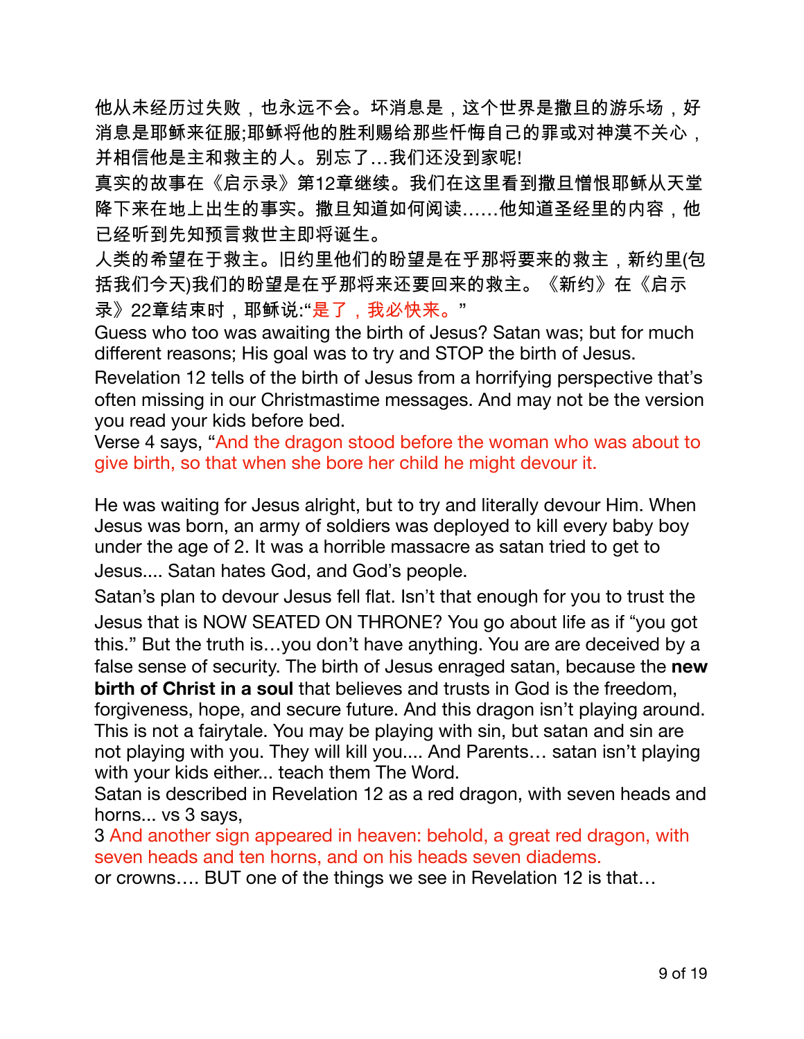他从未经历过失败，也永远不会。坏消息是，这个世界是撒旦的游乐场，好消息是耶稣来征服;耶稣将他的胜利赐给那些忏悔自己的罪或对神漠不关心，并相信他是主和救主的人。别忘了…我们还没到家呢!

真实的故事在《启示录》第12章继续。我们在这里看到撒旦憎恨耶稣从天堂降下来在地上出生的事实。撒旦知道如何阅读……他知道圣经里的内容，他已经听到先知预言救世主即将诞生。

人类的希望在于救主。旧约里他们的盼望是在乎那将要来的救主，新约里(包括我们今天)我们的盼望是在乎那将来还要回来的救主。《新约》在《启示录》22章结束时，耶稣说:“是了，我必快来。”

Guess who too was awaiting the birth of Jesus? Satan was; but for much different reasons; His goal was to try and STOP the birth of Jesus.

Revelation 12 tells of the birth of Jesus from a horrifying perspective that's often missing in our Christmastime messages. And may not be the version you read your kids before bed.

Verse 4 says, "And the dragon stood before the woman who was about to give birth, so that when she bore her child he might devour it.

He was waiting for Jesus alright, but to try and literally devour Him. When Jesus was born, an army of soldiers was deployed to kill every baby boy under the age of 2. It was a horrible massacre as satan tried to get to Jesus.... Satan hates God, and God's people.

Satan's plan to devour Jesus fell flat. Isn't that enough for you to trust the Jesus that is NOW SEATED ON THRONE? You go about life as if "you got this." But the truth is…you don't have anything. You are are deceived by a false sense of security. The birth of Jesus enraged satan, because the **new birth of Christ in a soul** that believes and trusts in God is the freedom, forgiveness, hope, and secure future. And this dragon isn't playing around. This is not a fairytale. You may be playing with sin, but satan and sin are not playing with you. They will kill you.... And Parents… satan isn't playing with your kids either... teach them The Word.

Satan is described in Revelation 12 as a red dragon, with seven heads and horns... vs 3 says,

3 And another sign appeared in heaven: behold, a great red dragon, with seven heads and ten horns, and on his heads seven diadems.

or crowns…. BUT one of the things we see in Revelation 12 is that…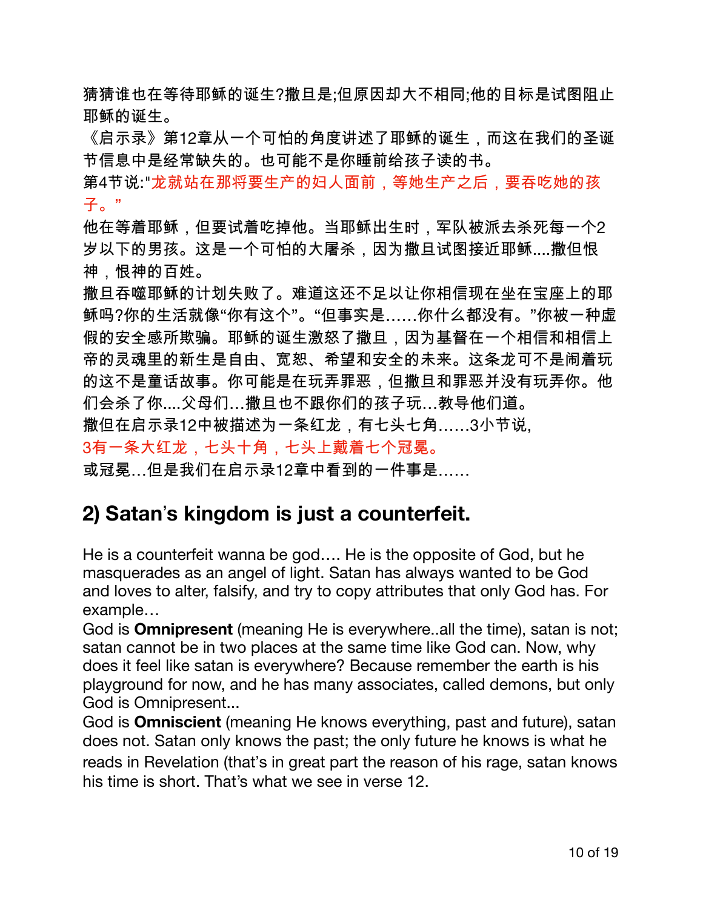猜猜谁也在等待耶稣的诞生?撒旦是;但原因却大不相同;他的目标是试图阻止耶稣的诞生。

《启示录》第12章从一个可怕的角度讲述了耶稣的诞生，而这在我们的圣诞节信息中是经常缺失的。也可能不是你睡前给孩子读的书。

第4节说:"龙就站在那将要生产的妇人面前，等她生产之后，要吞吃她的孩子。"

他在等着耶稣，但要试着吃掉他。当耶稣出生时，军队被派去杀死每一个2岁以下的男孩。这是一个可怕的大屠杀，因为撒旦试图接近耶稣....撒但恨神，恨神的百姓。

撒旦吞噬耶稣的计划失败了。难道这还不足以让你相信现在坐在宝座上的耶稣吗?你的生活就像“你有这个”。“但事实是......你什么都没有。”你被一种虚假的安全感所欺骗。耶稣的诞生激怒了撒旦，因为基督在一个相信和相信上帝的灵魂里的新生是自由、宽恕、希望和安全的未来。这条龙可不是闹着玩的这不是童话故事。你可能是在玩弄罪恶，但撒旦和罪恶并没有玩弄你。他们会杀了你....父母们...撒旦也不跟你们的孩子玩...教导他们道。

撒但在启示录12中被描述为一条红龙，有七头七角......3小节说,

3有一条大红龙，七头十角，七头上戴着七个冠冕。

或冠冕...但是我们在启示录12章中看到的一件事是......

## 2) Satan’s kingdom is just a counterfeit.

He is a counterfeit wanna be god…. He is the opposite of God, but he masquerades as an angel of light. Satan has always wanted to be God and loves to alter, falsify, and try to copy attributes that only God has. For example…

God is **Omnipresent** (meaning He is everywhere..all the time), satan is not; satan cannot be in two places at the same time like God can. Now, why does it feel like satan is everywhere? Because remember the earth is his playground for now, and he has many associates, called demons, but only God is Omnipresent...

God is **Omniscient** (meaning He knows everything, past and future), satan does not. Satan only knows the past; the only future he knows is what he reads in Revelation (that’s in great part the reason of his rage, satan knows his time is short. That’s what we see in verse 12.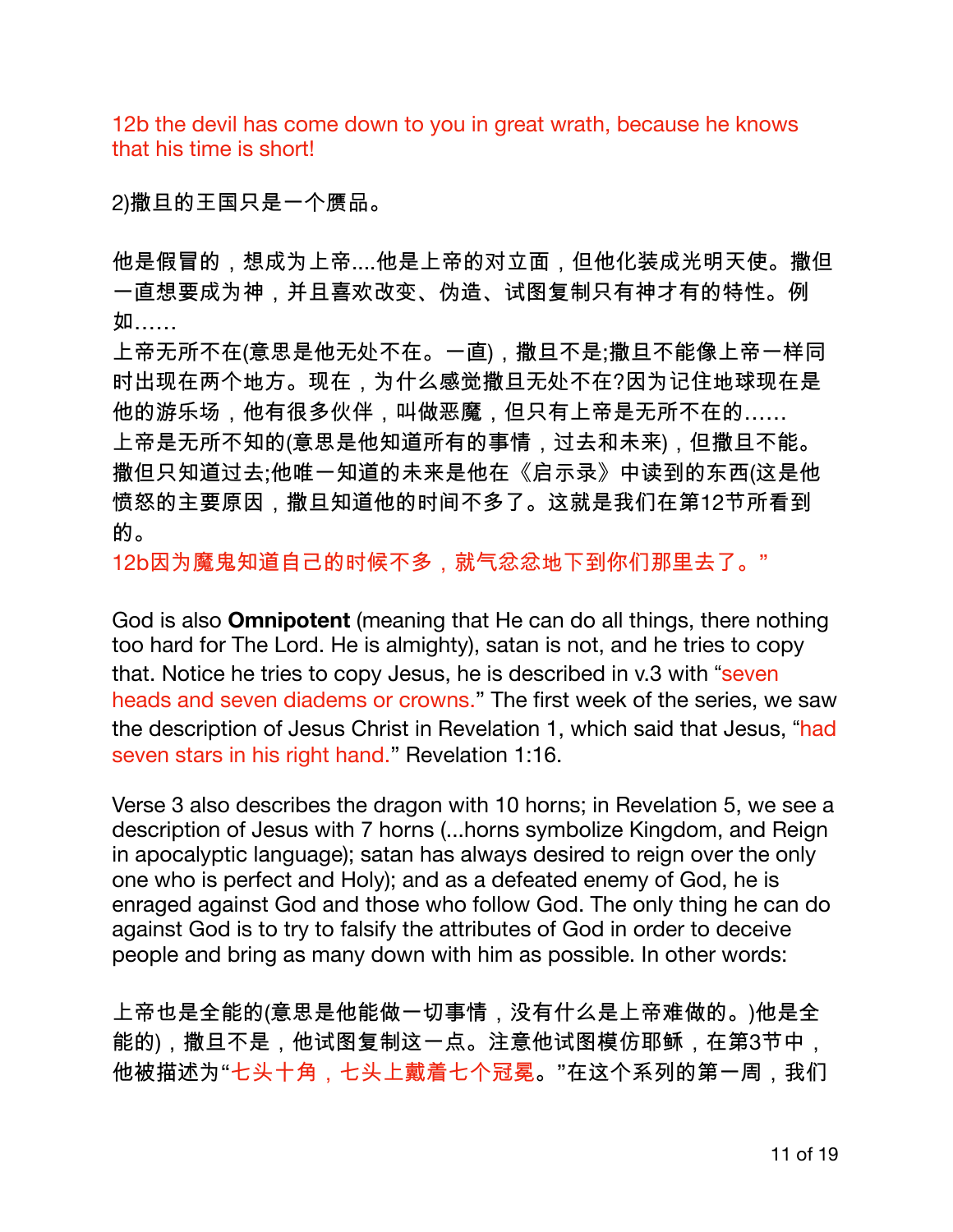12b the devil has come down to you in great wrath, because he knows that his time is short!

2)撒旦的王国只是一个赝品。

他是假冒的，想成为上帝....他是上帝的对立面，但他化装成光明天使。撒但一直想要成为神，并且喜欢改变、伪造、试图复制只有神才有的特性。例如……
上帝无所不在(意思是他无处不在。一直)，撒旦不是;撒旦不能像上帝一样同时出现在两个地方。现在，为什么感觉撒旦无处不在?因为记住地球现在是他的游乐场，他有很多伙伴，叫做恶魔，但只有上帝是无所不在的……
上帝是无所不知的(意思是他知道所有的事情，过去和未来)，但撒旦不能。撒但只知道过去;他唯一知道的未来是他在《启示录》中读到的东西(这是他愤怒的主要原因，撒旦知道他的时间不多了。这就是我们在第12节所看到的。
12b因为魔鬼知道自己的时候不多，就气忿忿地下到你们那里去了。”

God is also **Omnipotent** (meaning that He can do all things, there nothing too hard for The Lord. He is almighty), satan is not, and he tries to copy that. Notice he tries to copy Jesus, he is described in v.3 with “seven heads and seven diadems or crowns.” The first week of the series, we saw the description of Jesus Christ in Revelation 1, which said that Jesus, “had seven stars in his right hand.” Revelation 1:16.

Verse 3 also describes the dragon with 10 horns; in Revelation 5, we see a description of Jesus with 7 horns (...horns symbolize Kingdom, and Reign in apocalyptic language); satan has always desired to reign over the only one who is perfect and Holy); and as a defeated enemy of God, he is enraged against God and those who follow God. The only thing he can do against God is to try to falsify the attributes of God in order to deceive people and bring as many down with him as possible. In other words:

上帝也是全能的(意思是他能做一切事情，没有什么是上帝难做的。)他是全能的)，撒旦不是，他试图复制这一点。注意他试图模仿耶稣，在第3节中，他被描述为“七头十角，七头上戴着七个冠冕。”在这个系列的第一周，我们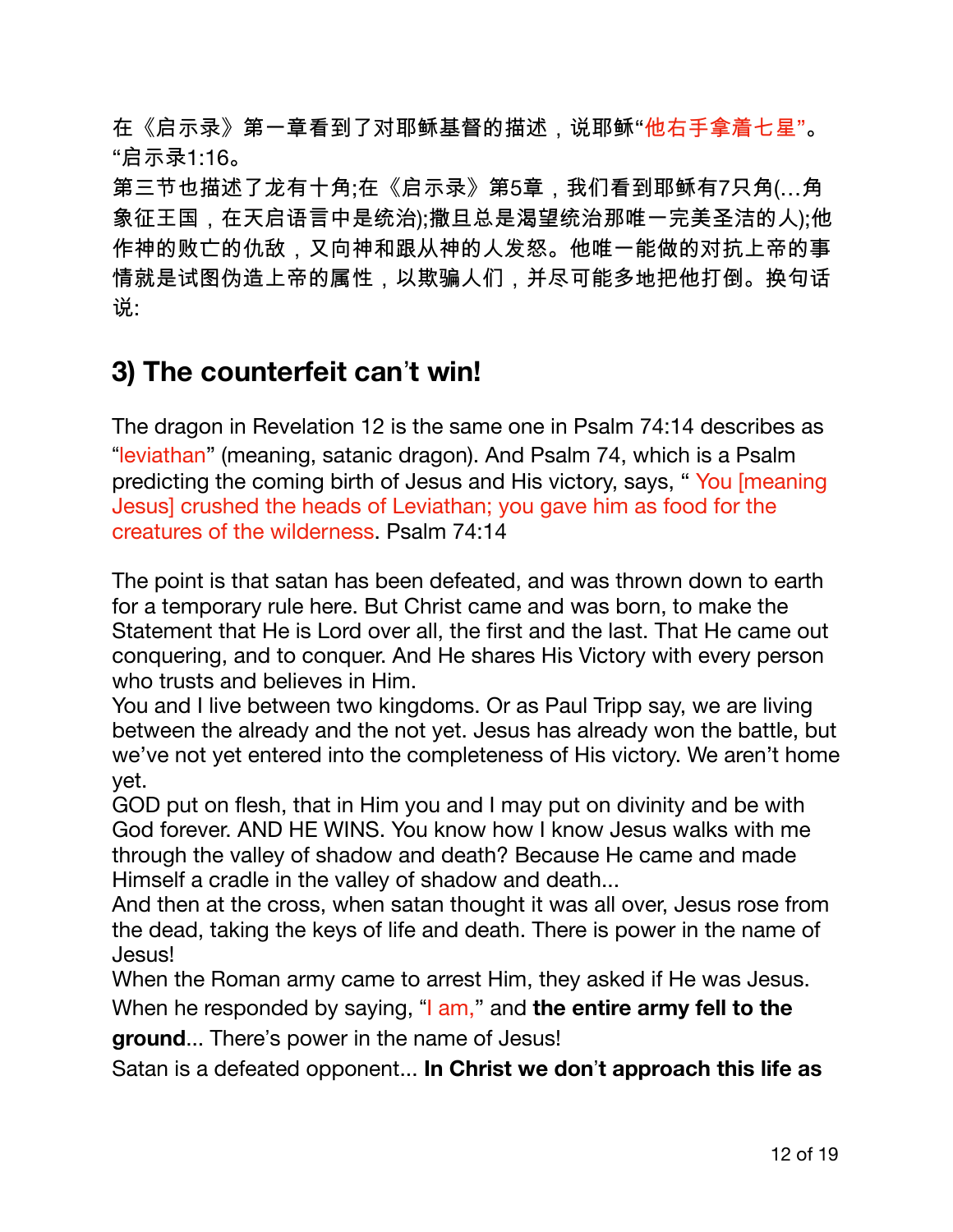在《启示录》第一章看到了对耶稣基督的描述，说耶稣“他右手拿着七星”。“启示录1:16。
第三节也描述了龙有十角;在《启示录》第5章，我们看到耶稣有7只角(…角象征王国，在天启语言中是统治);撒旦总是渴望统治那唯一完美圣洁的人);他作神的败亡的仇敌，又向神和跟从神的人发怒。他唯一能做的对抗上帝的事情就是试图伪造上帝的属性，以欺骗人们，并尽可能多地把他打倒。换句话说:

## 3) The counterfeit can't win!

The dragon in Revelation 12 is the same one in Psalm 74:14 describes as "leviathan" (meaning, satanic dragon). And Psalm 74, which is a Psalm predicting the coming birth of Jesus and His victory, says, " You [meaning Jesus] crushed the heads of Leviathan; you gave him as food for the creatures of the wilderness. Psalm 74:14

The point is that satan has been defeated, and was thrown down to earth for a temporary rule here. But Christ came and was born, to make the Statement that He is Lord over all, the first and the last. That He came out conquering, and to conquer. And He shares His Victory with every person who trusts and believes in Him.
You and I live between two kingdoms. Or as Paul Tripp say, we are living between the already and the not yet. Jesus has already won the battle, but we've not yet entered into the completeness of His victory. We aren't home yet.
GOD put on flesh, that in Him you and I may put on divinity and be with God forever. AND HE WINS. You know how I know Jesus walks with me through the valley of shadow and death? Because He came and made Himself a cradle in the valley of shadow and death...
And then at the cross, when satan thought it was all over, Jesus rose from the dead, taking the keys of life and death. There is power in the name of Jesus!
When the Roman army came to arrest Him, they asked if He was Jesus. When he responded by saying, "I am," and **the entire army fell to the ground**... There's power in the name of Jesus!
Satan is a defeated opponent... **In Christ we don't approach this life as**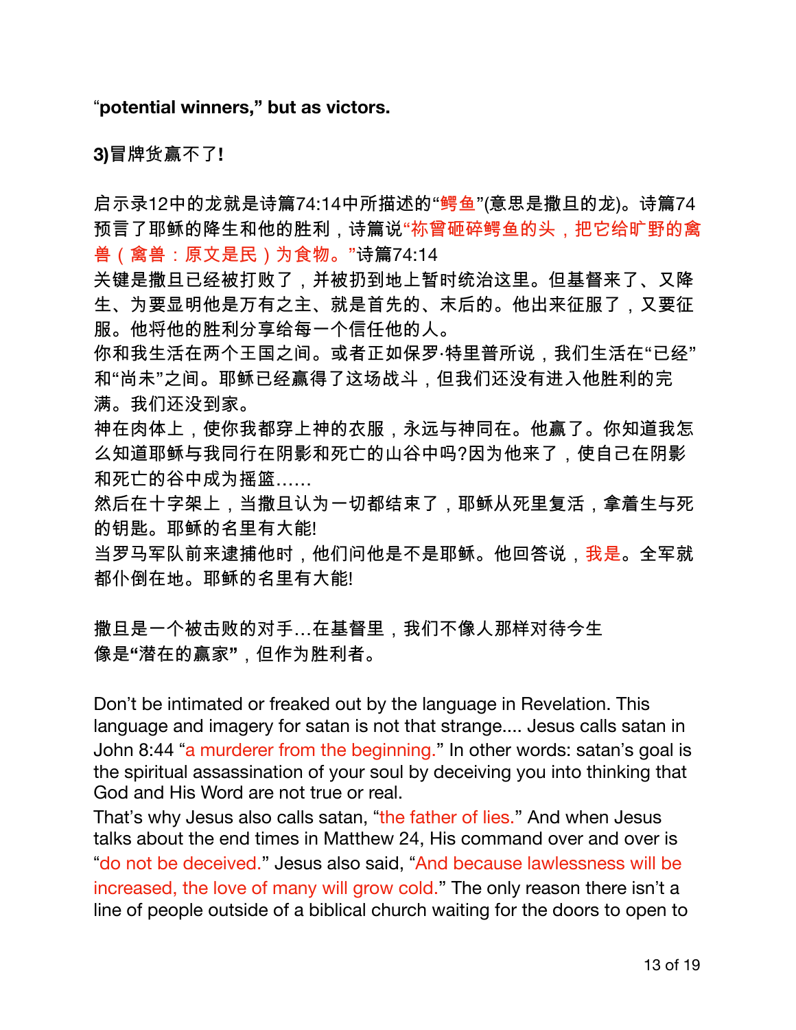"**potential winners," but as victors.**

**3)冒牌货赢不了!**

启示录12中的龙就是诗篇74:14中所描述的"鳄鱼"(意思是撒旦的龙)。诗篇74预言了耶稣的降生和他的胜利，诗篇说"祢曾砸碎鳄鱼的头，把它给旷野的禽兽（禽兽：原文是民）为食物。"诗篇74:14

关键是撒旦已经被打败了，并被扔到地上暂时统治这里。但基督来了、又降生、为要显明他是万有之主、就是首先的、末后的。他出来征服了，又要征服。他将他的胜利分享给每一个信任他的人。

你和我生活在两个王国之间。或者正如保罗·特里普所说，我们生活在"已经"和"尚未"之间。耶稣已经赢得了这场战斗，但我们还没有进入他胜利的完满。我们还没到家。

神在肉体上，使你我都穿上神的衣服，永远与神同在。他赢了。你知道我怎么知道耶稣与我同行在阴影和死亡的山谷中吗?因为他来了，使自己在阴影和死亡的谷中成为摇篮……

然后在十字架上，当撒旦认为一切都结束了，耶稣从死里复活，拿着生与死的钥匙。耶稣的名里有大能!

当罗马军队前来逮捕他时，他们问他是不是耶稣。他回答说，我是。全军就都仆倒在地。耶稣的名里有大能!

撒旦是一个被击败的对手…在基督里，我们不像人那样对待今生像是**"潜在的赢家"**，但作为胜利者。

Don't be intimated or freaked out by the language in Revelation. This language and imagery for satan is not that strange.... Jesus calls satan in John 8:44 "a murderer from the beginning." In other words: satan's goal is the spiritual assassination of your soul by deceiving you into thinking that God and His Word are not true or real.

That's why Jesus also calls satan, "the father of lies." And when Jesus talks about the end times in Matthew 24, His command over and over is "do not be deceived." Jesus also said, "And because lawlessness will be increased, the love of many will grow cold." The only reason there isn't a line of people outside of a biblical church waiting for the doors to open to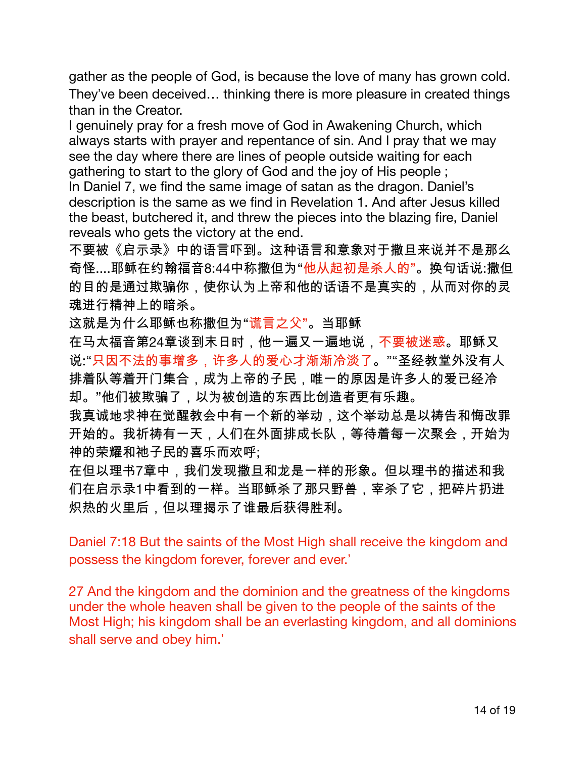gather as the people of God, is because the love of many has grown cold. They've been deceived… thinking there is more pleasure in created things than in the Creator.
I genuinely pray for a fresh move of God in Awakening Church, which always starts with prayer and repentance of sin. And I pray that we may see the day where there are lines of people outside waiting for each gathering to start to the glory of God and the joy of His people ;
In Daniel 7, we find the same image of satan as the dragon. Daniel's description is the same as we find in Revelation 1. And after Jesus killed the beast, butchered it, and threw the pieces into the blazing fire, Daniel reveals who gets the victory at the end.
不要被《启示录》中的语言吓到。这种语言和意象对于撒旦来说并不是那么奇怪....耶稣在约翰福音8:44中称撒但为"他从起初是杀人的"。换句话说:撒但的目的是通过欺骗你，使你认为上帝和他的话语不是真实的，从而对你的灵魂进行精神上的暗杀。
这就是为什么耶稣也称撒但为"谎言之父"。当耶稣
在马太福音第24章谈到末日时，他一遍又一遍地说，不要被迷惑。耶稣又说:"只因不法的事增多，许多人的爱心才渐渐冷淡了。""圣经教堂外没有人排着队等着开门集合，成为上帝的子民，唯一的原因是许多人的爱已经冷却。"他们被欺骗了，以为被创造的东西比创造者更有乐趣。
我真诚地求神在觉醒教会中有一个新的举动，这个举动总是以祷告和悔改罪开始的。我祈祷有一天，人们在外面排成长队，等待着每一次聚会，开始为神的荣耀和祂子民的喜乐而欢呼;
在但以理书7章中，我们发现撒旦和龙是一样的形象。但以理书的描述和我们在启示录1中看到的一样。当耶稣杀了那只野兽，宰杀了它，把碎片扔进炽热的火里后，但以理揭示了谁最后获得胜利。

Daniel 7:18 But the saints of the Most High shall receive the kingdom and possess the kingdom forever, forever and ever.'

27 And the kingdom and the dominion and the greatness of the kingdoms under the whole heaven shall be given to the people of the saints of the Most High; his kingdom shall be an everlasting kingdom, and all dominions shall serve and obey him.'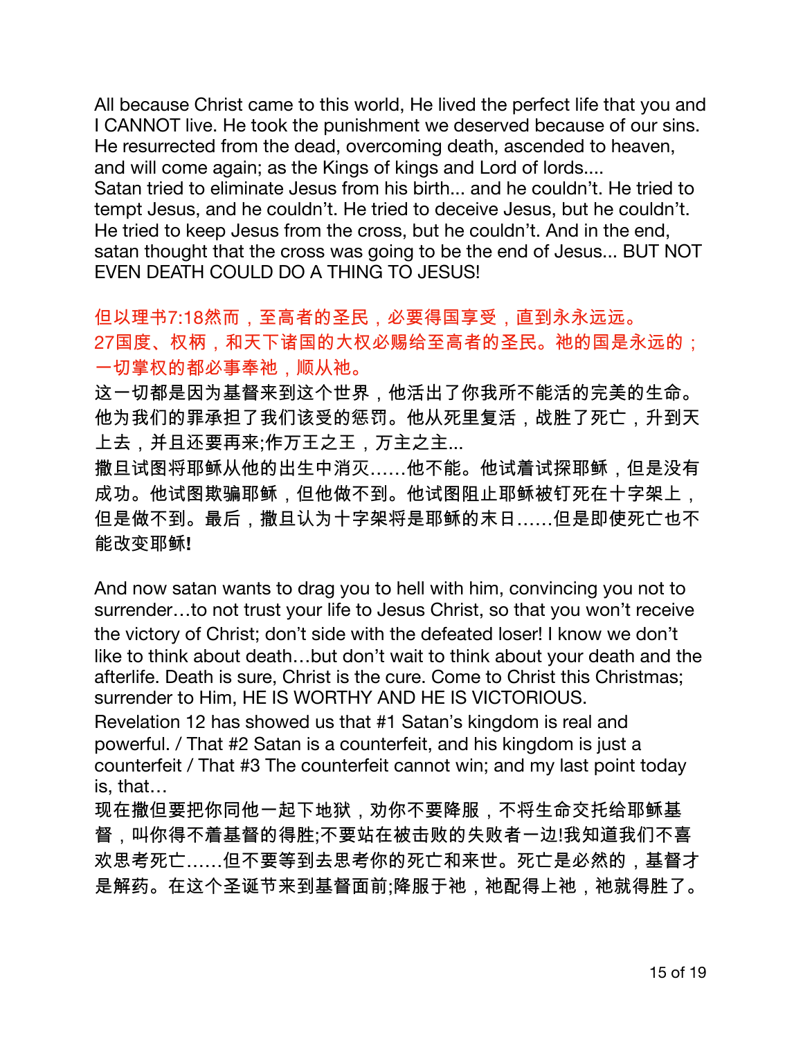All because Christ came to this world, He lived the perfect life that you and I CANNOT live. He took the punishment we deserved because of our sins. He resurrected from the dead, overcoming death, ascended to heaven, and will come again; as the Kings of kings and Lord of lords....
Satan tried to eliminate Jesus from his birth... and he couldn't. He tried to tempt Jesus, and he couldn't. He tried to deceive Jesus, but he couldn't. He tried to keep Jesus from the cross, but he couldn't. And in the end, satan thought that the cross was going to be the end of Jesus... BUT NOT EVEN DEATH COULD DO A THING TO JESUS!

但以理书7:18然而，至高者的圣民，必要得国享受，直到永永远远。
27国度、权柄，和天下诸国的大权必赐给至高者的圣民。祂的国是永远的；一切掌权的都必事奉祂，顺从祂。
这一切都是因为基督来到这个世界，他活出了你我所不能活的完美的生命。他为我们的罪承担了我们该受的惩罚。他从死里复活，战胜了死亡，升到天上去，并且还要再来;作万王之王，万主之主...
撒旦试图将耶稣从他的出生中消灭……他不能。他试着试探耶稣，但是没有成功。他试图欺骗耶稣，但他做不到。他试图阻止耶稣被钉死在十字架上，但是做不到。最后，撒旦认为十字架将是耶稣的末日……但是即使死亡也不能改变耶稣!

And now satan wants to drag you to hell with him, convincing you not to surrender…to not trust your life to Jesus Christ, so that you won't receive the victory of Christ; don't side with the defeated loser! I know we don't like to think about death…but don't wait to think about your death and the afterlife. Death is sure, Christ is the cure. Come to Christ this Christmas; surrender to Him, HE IS WORTHY AND HE IS VICTORIOUS.
Revelation 12 has showed us that #1 Satan's kingdom is real and powerful. / That #2 Satan is a counterfeit, and his kingdom is just a counterfeit / That #3 The counterfeit cannot win; and my last point today is, that…
现在撒但要把你同他一起下地狱，劝你不要降服，不将生命交托给耶稣基督，叫你得不着基督的得胜;不要站在被击败的失败者一边!我知道我们不喜欢思考死亡……但不要等到去思考你的死亡和来世。死亡是必然的，基督才是解药。在这个圣诞节来到基督面前;降服于祂，祂配得上祂，祂就得胜了。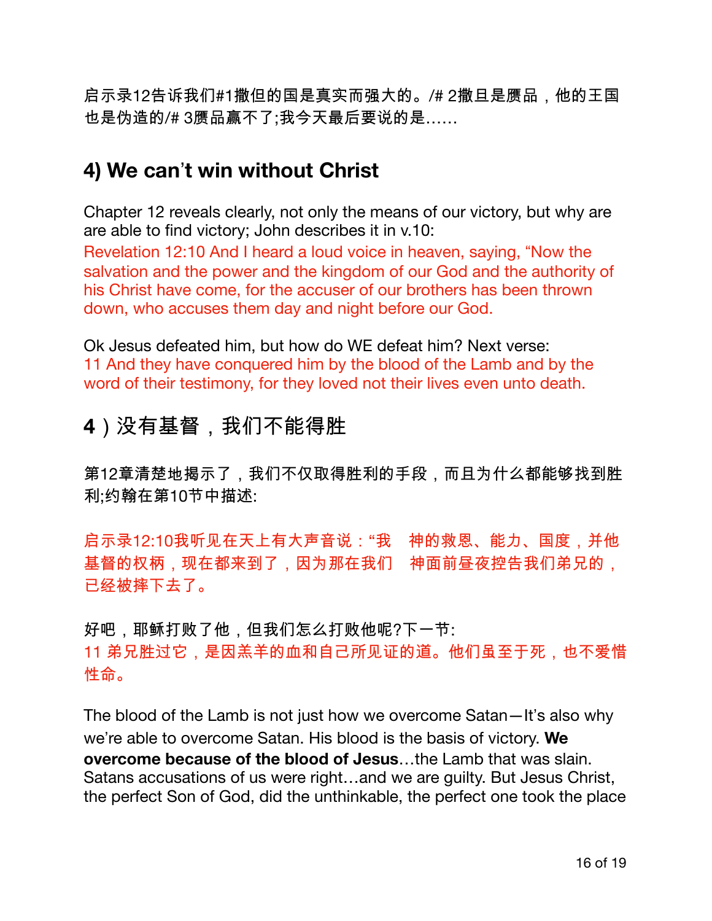启示录12告诉我们#1撒但的国是真实而强大的。/# 2撒且是赝品，他的王国也是伪造的/# 3赝品赢不了;我今天最后要说的是……

## 4) We can’t win without Christ

Chapter 12 reveals clearly, not only the means of our victory, but why are are able to find victory; John describes it in v.10:

Revelation 12:10 And I heard a loud voice in heaven, saying, “Now the salvation and the power and the kingdom of our God and the authority of his Christ have come, for the accuser of our brothers has been thrown down, who accuses them day and night before our God.

Ok Jesus defeated him, but how do WE defeat him? Next verse:

11 And they have conquered him by the blood of the Lamb and by the word of their testimony, for they loved not their lives even unto death.

## 4）没有基督，我们不能得胜

第12章清楚地揭示了，我们不仅取得胜利的手段，而且为什么都能够找到胜利;约翰在第10节中描述:

启示录12:10我听见在天上有大声音说：“我　神的救恩、能力、国度，并他基督的权柄，现在都来到了，因为那在我们　神面前昼夜控告我们弟兄的，已经被摔下去了。

好吧，耶稣打败了他，但我们怎么打败他呢?下一节:

11 弟兄胜过它，是因羔羊的血和自己所见证的道。他们虽至于死，也不爱惜性命。

The blood of the Lamb is not just how we overcome Satan—It’s also why we’re able to overcome Satan. His blood is the basis of victory. **We overcome because of the blood of Jesus**…the Lamb that was slain. Satans accusations of us were right…and we are guilty. But Jesus Christ, the perfect Son of God, did the unthinkable, the perfect one took the place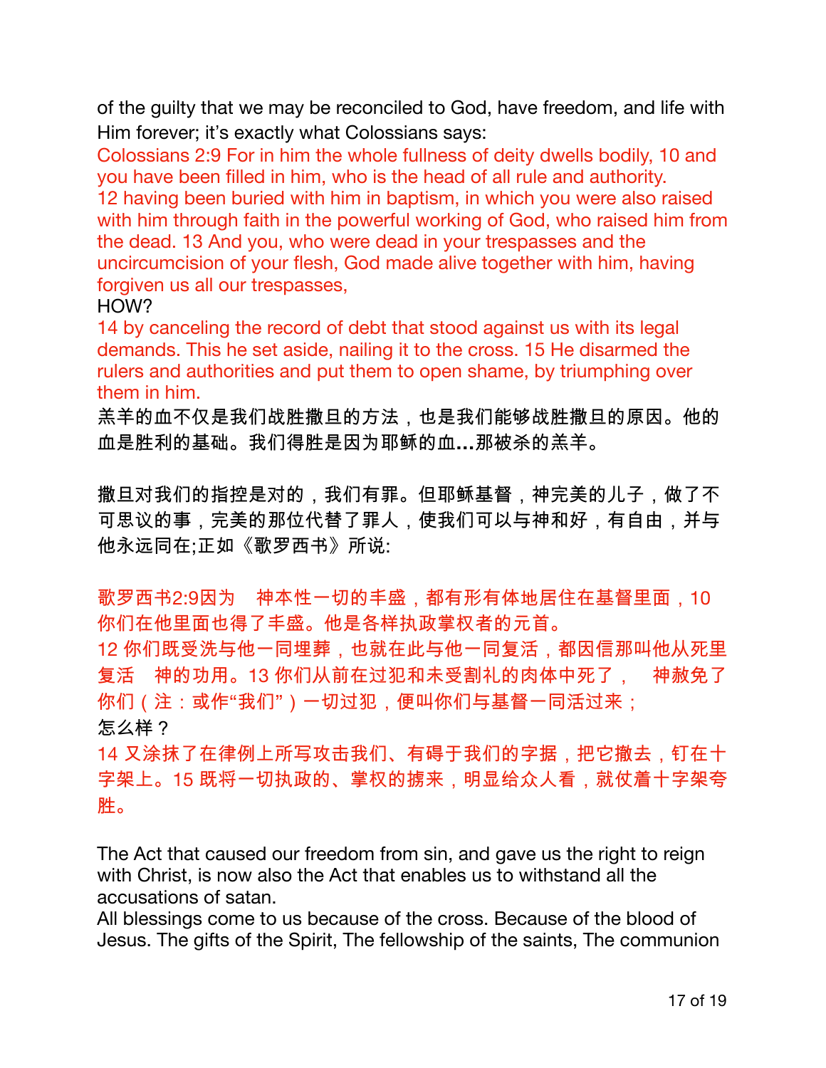of the guilty that we may be reconciled to God, have freedom, and life with Him forever; it's exactly what Colossians says:

Colossians 2:9 For in him the whole fullness of deity dwells bodily, 10 and you have been filled in him, who is the head of all rule and authority. 12 having been buried with him in baptism, in which you were also raised with him through faith in the powerful working of God, who raised him from the dead. 13 And you, who were dead in your trespasses and the uncircumcision of your flesh, God made alive together with him, having forgiven us all our trespasses,

HOW?

14 by canceling the record of debt that stood against us with its legal demands. This he set aside, nailing it to the cross. 15 He disarmed the rulers and authorities and put them to open shame, by triumphing over them in him.

羔羊的血不仅是我们战胜撒旦的方法，也是我们能够战胜撒旦的原因。他的血是胜利的基础。我们得胜是因为耶稣的血...那被杀的羔羊。

撒旦对我们的指控是对的，我们有罪。但耶稣基督，神完美的儿子，做了不可思议的事，完美的那位代替了罪人，使我们可以与神和好，有自由，并与他永远同在;正如《歌罗西书》所说:

歌罗西书2:9因为　神本性一切的丰盛，都有形有体地居住在基督里面，10 你们在他里面也得了丰盛。他是各样执政掌权者的元首。
12 你们既受洗与他一同埋葬，也就在此与他一同复活，都因信那叫他从死里复活　神的功用。13 你们从前在过犯和未受割礼的肉体中死了，　神赦免了你们（注：或作“我们”）一切过犯，便叫你们与基督一同活过来；

怎么样？

14 又涂抹了在律例上所写攻击我们、有碍于我们的字据，把它撤去，钉在十字架上。15 既将一切执政的、掌权的掳来，明显给众人看，就仗着十字架夸胜。

The Act that caused our freedom from sin, and gave us the right to reign with Christ, is now also the Act that enables us to withstand all the accusations of satan.

All blessings come to us because of the cross. Because of the blood of Jesus. The gifts of the Spirit, The fellowship of the saints, The communion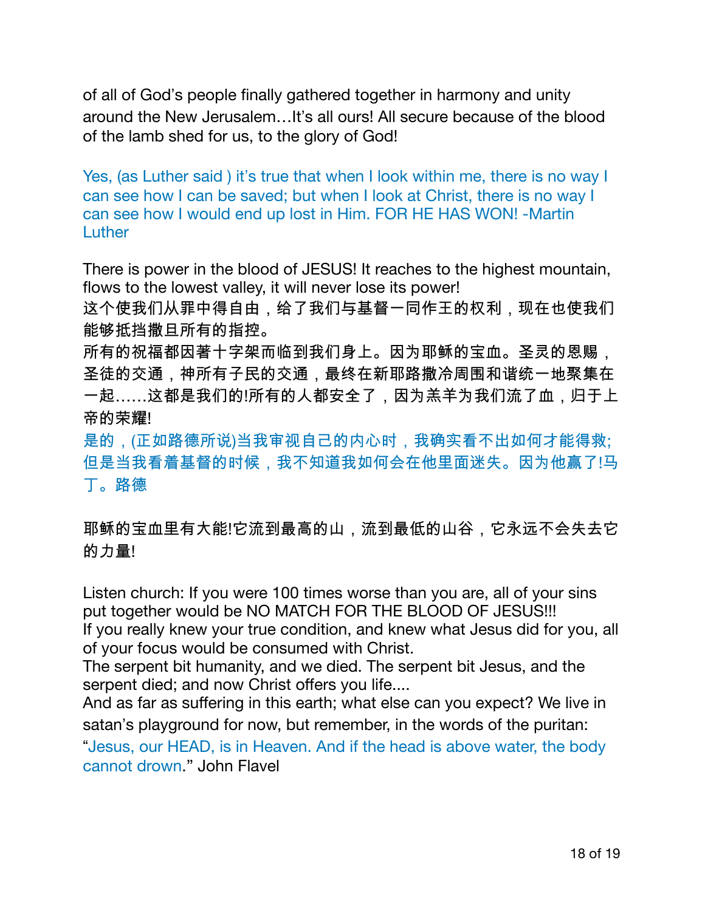of all of God's people finally gathered together in harmony and unity around the New Jerusalem…It's all ours! All secure because of the blood of the lamb shed for us, to the glory of God!

Yes, (as Luther said ) it's true that when I look within me, there is no way I can see how I can be saved; but when I look at Christ, there is no way I can see how I would end up lost in Him. FOR HE HAS WON! -Martin Luther

There is power in the blood of JESUS! It reaches to the highest mountain, flows to the lowest valley, it will never lose its power!
这个使我们从罪中得自由，给了我们与基督一同作王的权利，现在也使我们能够抵挡撒且所有的指控。
所有的祝福都因著十字架而临到我们身上。因为耶稣的宝血。圣灵的恩赐，圣徒的交通，神所有子民的交通，最终在新耶路撒冷周围和谐统一地聚集在一起……这都是我们的!所有的人都安全了，因为羔羊为我们流了血，归于上帝的荣耀!
是的，(正如路德所说)当我审视自己的内心时，我确实看不出如何才能得救;但是当我看着基督的时候，我不知道我如何会在他里面迷失。因为他赢了!马丁。路德

耶稣的宝血里有大能!它流到最高的山，流到最低的山谷，它永远不会失去它的力量!

Listen church: If you were 100 times worse than you are, all of your sins put together would be NO MATCH FOR THE BLOOD OF JESUS!!!
If you really knew your true condition, and knew what Jesus did for you, all of your focus would be consumed with Christ.
The serpent bit humanity, and we died. The serpent bit Jesus, and the serpent died; and now Christ offers you life....
And as far as suffering in this earth; what else can you expect? We live in satan's playground for now, but remember, in the words of the puritan: "Jesus, our HEAD, is in Heaven. And if the head is above water, the body cannot drown." John Flavel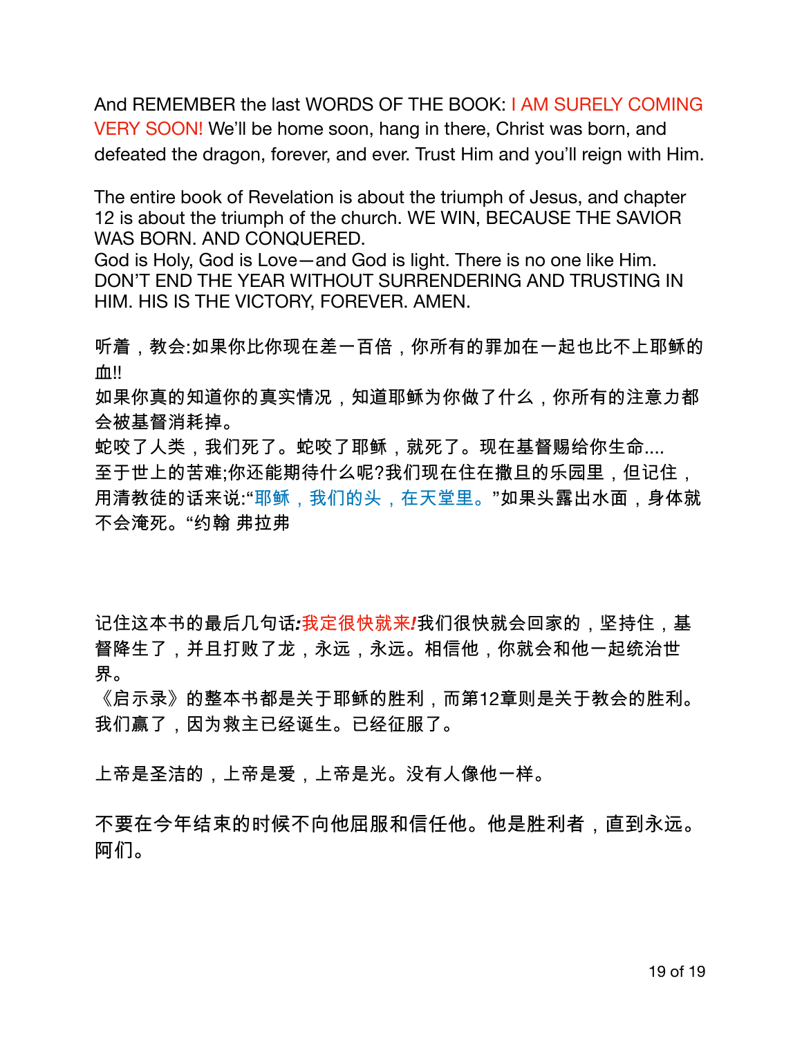And REMEMBER the last WORDS OF THE BOOK: I AM SURELY COMING VERY SOON! We'll be home soon, hang in there, Christ was born, and defeated the dragon, forever, and ever. Trust Him and you'll reign with Him.

The entire book of Revelation is about the triumph of Jesus, and chapter 12 is about the triumph of the church. WE WIN, BECAUSE THE SAVIOR WAS BORN. AND CONQUERED.
God is Holy, God is Love—and God is light. There is no one like Him. DON'T END THE YEAR WITHOUT SURRENDERING AND TRUSTING IN HIM. HIS IS THE VICTORY, FOREVER. AMEN.

听着，教会:如果你比你现在差一百倍，你所有的罪加在一起也比不上耶稣的血!!
如果你真的知道你的真实情况，知道耶稣为你做了什么，你所有的注意力都会被基督消耗掉。
蛇咬了人类，我们死了。蛇咬了耶稣，就死了。现在基督赐给你生命....
至于世上的苦难;你还能期待什么呢?我们现在住在撒旦的乐园里，但记住，用清教徒的话来说:"耶稣，我们的头，在天堂里。"如果头露出水面，身体就不会淹死。"约翰 弗拉弗

记住这本书的最后几句话***:***我定很快就来***!***我们很快就会回家的，坚持住，基督降生了，并且打败了龙，永远，永远。相信他，你就会和他一起统治世界。
《启示录》的整本书都是关于耶稣的胜利，而第12章则是关于教会的胜利。我们赢了，因为救主已经诞生。已经征服了。

上帝是圣洁的，上帝是爱，上帝是光。没有人像他一样。

不要在今年结束的时候不向他屈服和信任他。他是胜利者，直到永远。阿们。